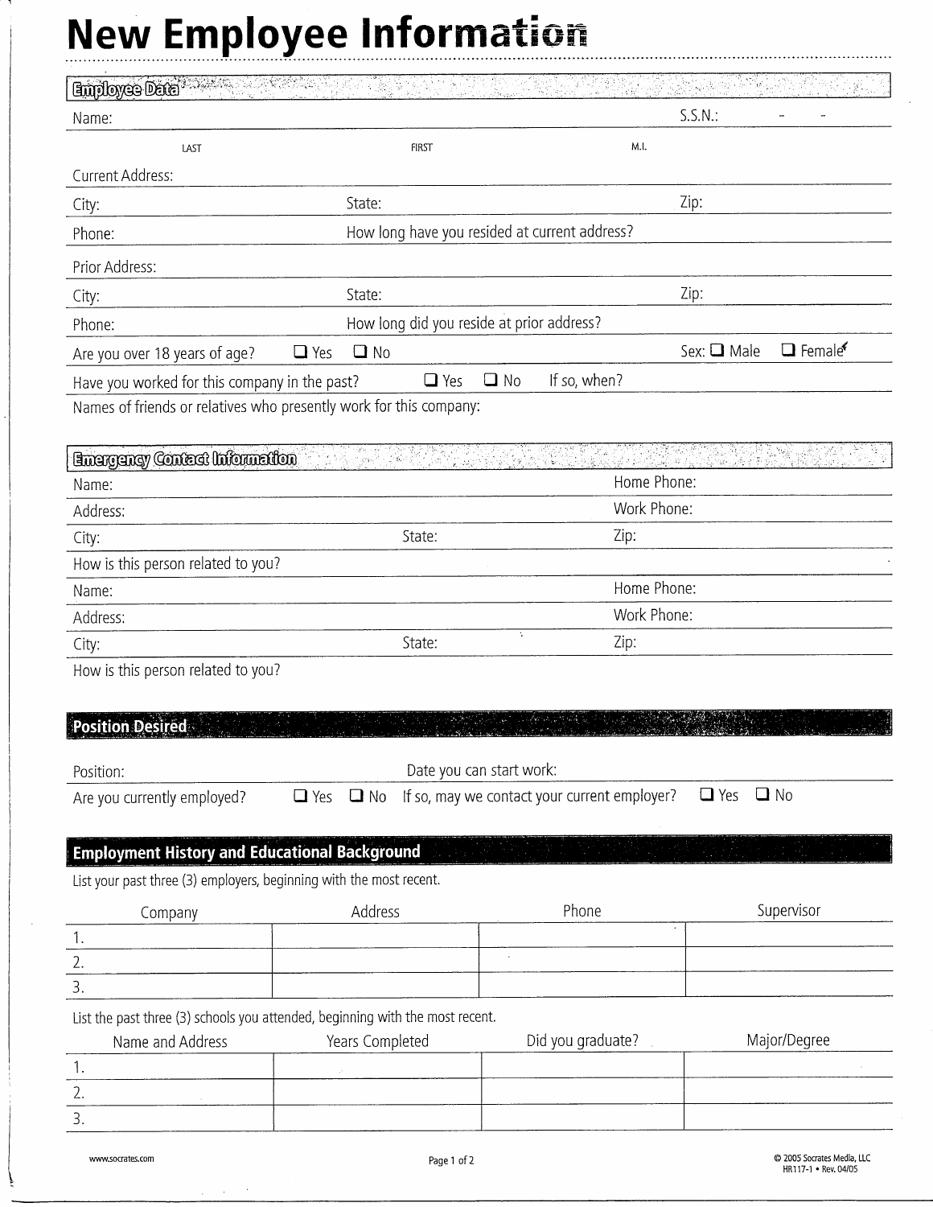# New Employee Information

## Employee Data

Name: ______________________________ S.S.N.: ___ - ___ - ___

LAST FIRST M.I.

Current Address:

City: State: Zip:

Phone: How long have you resided at current address?

Prior Address:

City: State: Zip:

Phone: How long did you reside at prior address?

Are you over 18 years of age? ☐ Yes ☐ No Sex: ☐ Male ☐ Female

Have you worked for this company in the past? ☐ Yes ☐ No If so, when?

Names of friends or relatives who presently work for this company:

## Emergency Contact Information

Name: Home Phone:

Address: Work Phone:

City: State: Zip:

How is this person related to you?

Name: Home Phone:

Address: Work Phone:

City: State: Zip:

How is this person related to you?

## Position Desired

Position: Date you can start work:

Are you currently employed? ☐ Yes ☐ No If so, may we contact your current employer? ☐ Yes ☐ No

## Employment History and Educational Background

List your past three (3) employers, beginning with the most recent.

| | Company | Address | Phone | Supervisor |
|---|---|---|---|---|
| 1. | | | | |
| 2. | | | | |
| 3. | | | | |

List the past three (3) schools you attended, beginning with the most recent.

| | Name and Address | Years Completed | Did you graduate? | Major/Degree |
|---|---|---|---|---|
| 1. | | | | |
| 2. | | | | |
| 3. | | | | |

www.socrates.com

© 2005 Socrates Media, LLC
HR117-1 • Rev. 04/05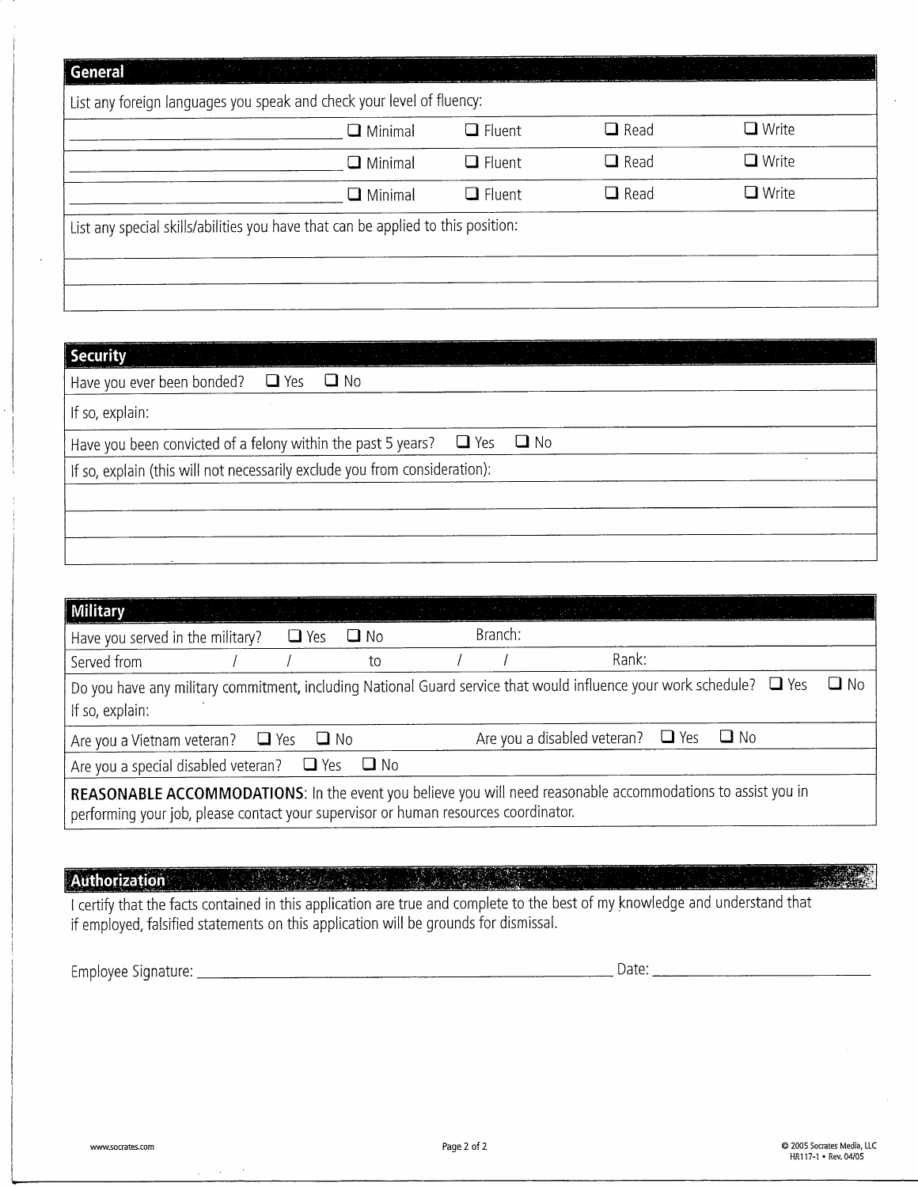## General

List any foreign languages you speak and check your level of fluency:

| | | | | |
|---|---|---|---|---|
| ______________________ | ❑ Minimal | ❑ Fluent | ❑ Read | ❑ Write |
| ______________________ | ❑ Minimal | ❑ Fluent | ❑ Read | ❑ Write |
| ______________________ | ❑ Minimal | ❑ Fluent | ❑ Read | ❑ Write |

List any special skills/abilities you have that can be applied to this position:

______________________________________________

______________________________________________

## Security

Have you ever been bonded? ❑ Yes ❑ No

If so, explain:

Have you been convicted of a felony within the past 5 years? ❑ Yes ❑ No

If so, explain (this will not necessarily exclude you from consideration):

______________________________________________

______________________________________________

______________________________________________

## Military

Have you served in the military? ❑ Yes ❑ No Branch:

Served from / / to / / Rank:

Do you have any military commitment, including National Guard service that would influence your work schedule? ❑ Yes ❑ No

If so, explain:

Are you a Vietnam veteran? ❑ Yes ❑ No Are you a disabled veteran? ❑ Yes ❑ No

Are you a special disabled veteran? ❑ Yes ❑ No

**REASONABLE ACCOMMODATIONS**: In the event you believe you will need reasonable accommodations to assist you in performing your job, please contact your supervisor or human resources coordinator.

## Authorization

I certify that the facts contained in this application are true and complete to the best of my knowledge and understand that if employed, falsified statements on this application will be grounds for dismissal.

Employee Signature: ______________________________ Date: ______________

www.socrates.com

© 2005 Socrates Media, LLC
HR117-1 • Rev. 04/05